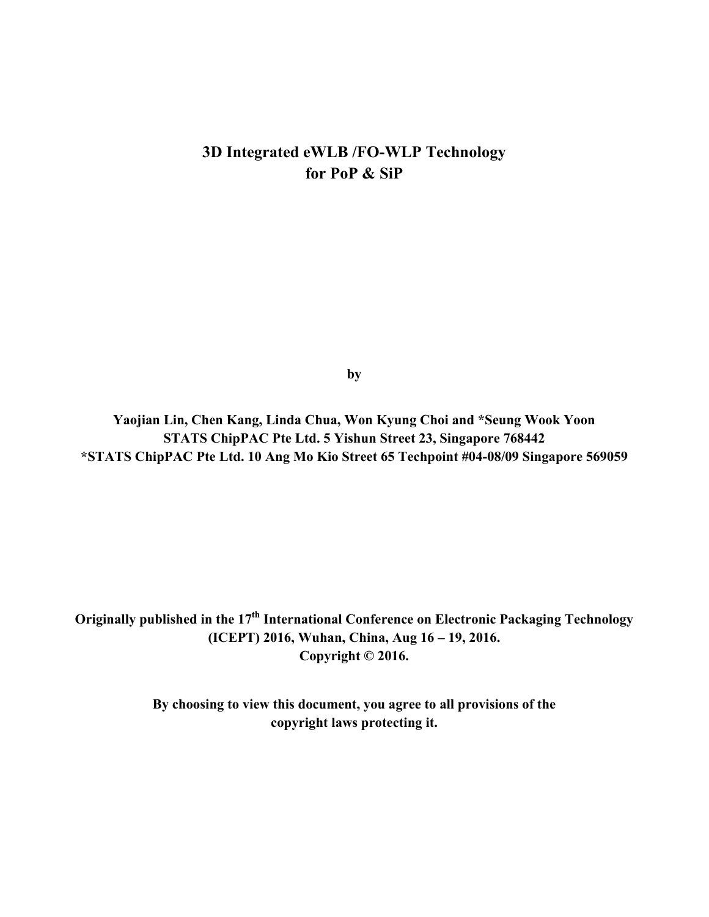# 3D Integrated eWLB /FO-WLP Technology for PoP & SiP

**by**

**Yaojian Lin, Chen Kang, Linda Chua, Won Kyung Choi and *Seung Wook Yoon**
**STATS ChipPAC Pte Ltd. 5 Yishun Street 23, Singapore 768442**
***STATS ChipPAC Pte Ltd. 10 Ang Mo Kio Street 65 Techpoint #04-08/09 Singapore 569059**

**Originally published in the 17th International Conference on Electronic Packaging Technology (ICEPT) 2016, Wuhan, China, Aug 16 – 19, 2016.**
**Copyright © 2016.**

**By choosing to view this document, you agree to all provisions of the copyright laws protecting it.**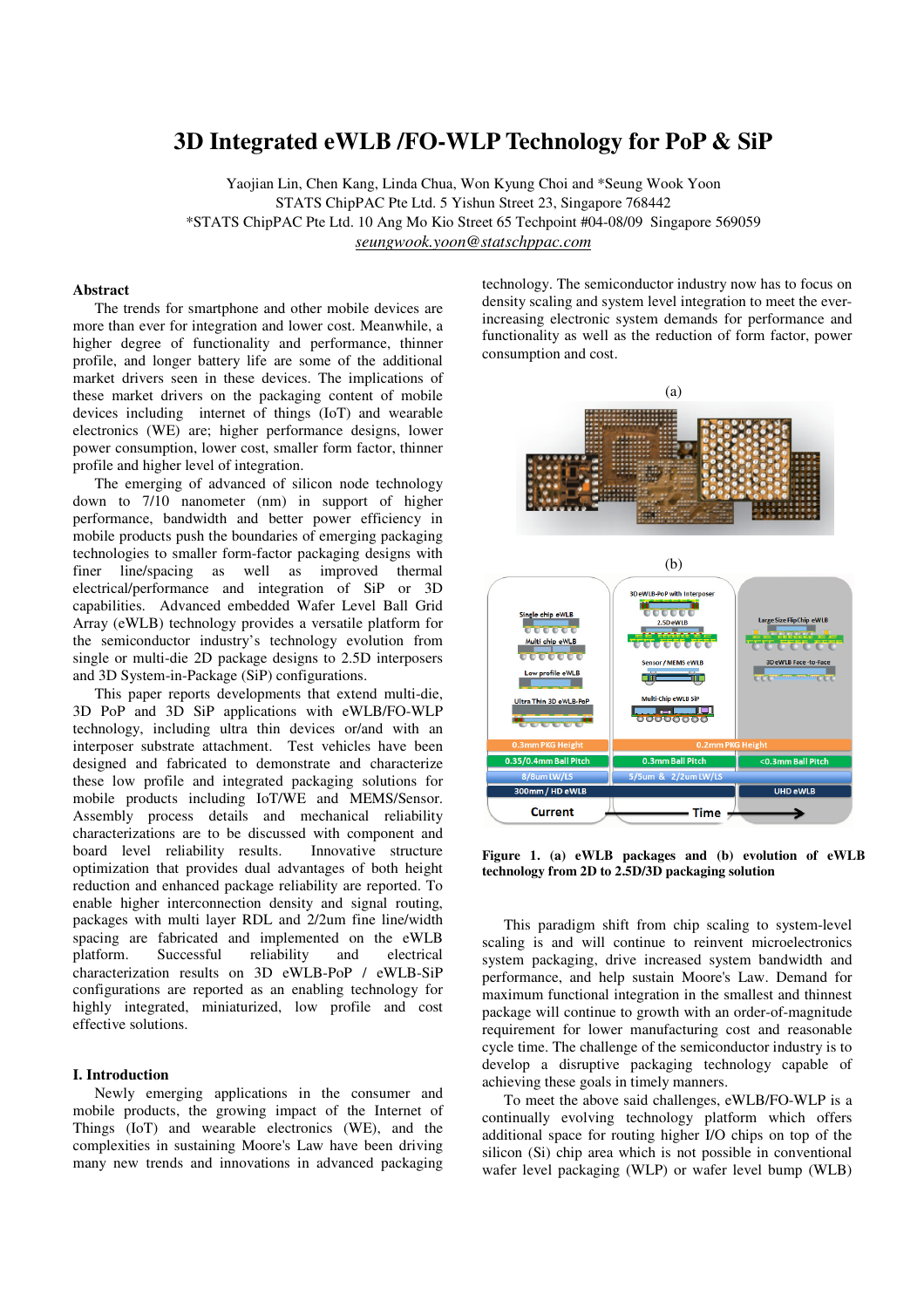# 3D Integrated eWLB /FO-WLP Technology for PoP & SiP

Yaojian Lin, Chen Kang, Linda Chua, Won Kyung Choi and *Seung Wook Yoon

STATS ChipPAC Pte Ltd. 5 Yishun Street 23, Singapore 768442

*STATS ChipPAC Pte Ltd. 10 Ang Mo Kio Street 65 Techpoint #04-08/09 Singapore 569059

seungwook.yoon@statschppac.com

## Abstract

The trends for smartphone and other mobile devices are more than ever for integration and lower cost. Meanwhile, a higher degree of functionality and performance, thinner profile, and longer battery life are some of the additional market drivers seen in these devices. The implications of these market drivers on the packaging content of mobile devices including internet of things (IoT) and wearable electronics (WE) are; higher performance designs, lower power consumption, lower cost, smaller form factor, thinner profile and higher level of integration.

The emerging of advanced of silicon node technology down to 7/10 nanometer (nm) in support of higher performance, bandwidth and better power efficiency in mobile products push the boundaries of emerging packaging technologies to smaller form-factor packaging designs with finer line/spacing as well as improved thermal electrical/performance and integration of SiP or 3D capabilities. Advanced embedded Wafer Level Ball Grid Array (eWLB) technology provides a versatile platform for the semiconductor industry's technology evolution from single or multi-die 2D package designs to 2.5D interposers and 3D System-in-Package (SiP) configurations.

This paper reports developments that extend multi-die, 3D PoP and 3D SiP applications with eWLB/FO-WLP technology, including ultra thin devices or/and with an interposer substrate attachment. Test vehicles have been designed and fabricated to demonstrate and characterize these low profile and integrated packaging solutions for mobile products including IoT/WE and MEMS/Sensor. Assembly process details and mechanical reliability characterizations are to be discussed with component and board level reliability results. Innovative structure optimization that provides dual advantages of both height reduction and enhanced package reliability are reported. To enable higher interconnection density and signal routing, packages with multi layer RDL and 2/2um fine line/width spacing are fabricated and implemented on the eWLB platform. Successful reliability and electrical characterization results on 3D eWLB-PoP / eWLB-SiP configurations are reported as an enabling technology for highly integrated, miniaturized, low profile and cost effective solutions.

## I. Introduction

Newly emerging applications in the consumer and mobile products, the growing impact of the Internet of Things (IoT) and wearable electronics (WE), and the complexities in sustaining Moore's Law have been driving many new trends and innovations in advanced packaging technology. The semiconductor industry now has to focus on density scaling and system level integration to meet the ever-increasing electronic system demands for performance and functionality as well as the reduction of form factor, power consumption and cost.

**Figure 1. (a) eWLB packages and (b) evolution of eWLB technology from 2D to 2.5D/3D packaging solution**

This paradigm shift from chip scaling to system-level scaling is and will continue to reinvent microelectronics system packaging, drive increased system bandwidth and performance, and help sustain Moore's Law. Demand for maximum functional integration in the smallest and thinnest package will continue to growth with an order-of-magnitude requirement for lower manufacturing cost and reasonable cycle time. The challenge of the semiconductor industry is to develop a disruptive packaging technology capable of achieving these goals in timely manners.

To meet the above said challenges, eWLB/FO-WLP is a continually evolving technology platform which offers additional space for routing higher I/O chips on top of the silicon (Si) chip area which is not possible in conventional wafer level packaging (WLP) or wafer level bump (WLB)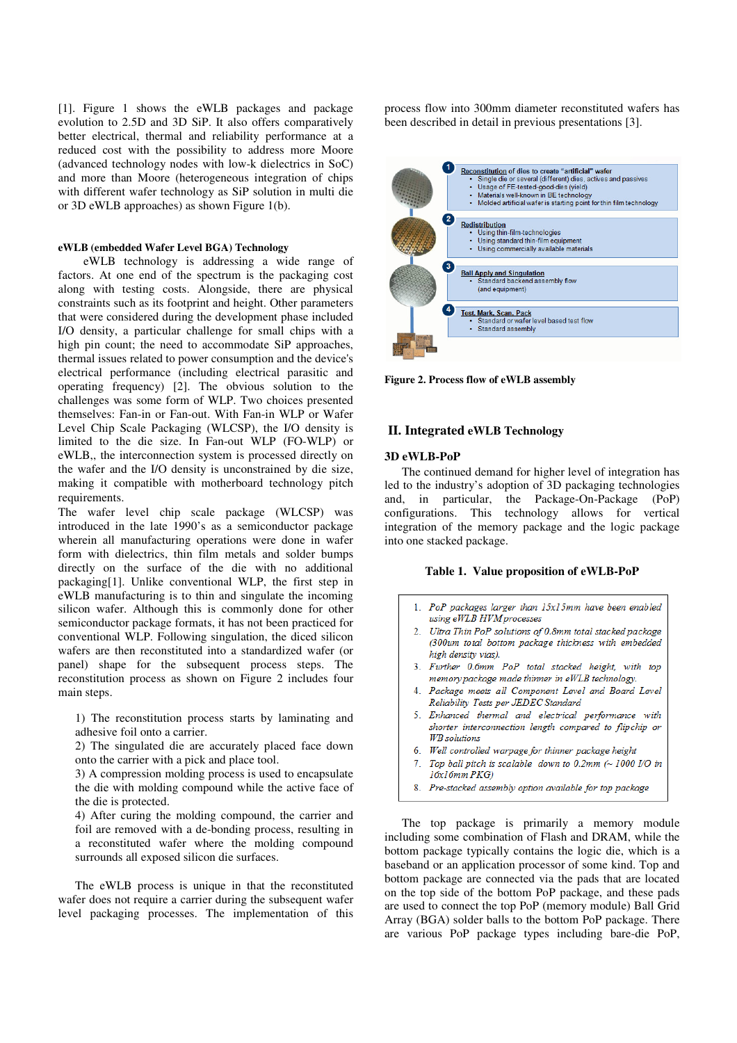[1]. Figure 1 shows the eWLB packages and package evolution to 2.5D and 3D SiP. It also offers comparatively better electrical, thermal and reliability performance at a reduced cost with the possibility to address more Moore (advanced technology nodes with low-k dielectrics in SoC) and more than Moore (heterogeneous integration of chips with different wafer technology as SiP solution in multi die or 3D eWLB approaches) as shown Figure 1(b).

### eWLB (embedded Wafer Level BGA) Technology

eWLB technology is addressing a wide range of factors. At one end of the spectrum is the packaging cost along with testing costs. Alongside, there are physical constraints such as its footprint and height. Other parameters that were considered during the development phase included I/O density, a particular challenge for small chips with a high pin count; the need to accommodate SiP approaches, thermal issues related to power consumption and the device's electrical performance (including electrical parasitic and operating frequency) [2]. The obvious solution to the challenges was some form of WLP. Two choices presented themselves: Fan-in or Fan-out. With Fan-in WLP or Wafer Level Chip Scale Packaging (WLCSP), the I/O density is limited to the die size. In Fan-out WLP (FO-WLP) or eWLB,, the interconnection system is processed directly on the wafer and the I/O density is unconstrained by die size, making it compatible with motherboard technology pitch requirements.

The wafer level chip scale package (WLCSP) was introduced in the late 1990's as a semiconductor package wherein all manufacturing operations were done in wafer form with dielectrics, thin film metals and solder bumps directly on the surface of the die with no additional packaging[1]. Unlike conventional WLP, the first step in eWLB manufacturing is to thin and singulate the incoming silicon wafer. Although this is commonly done for other semiconductor package formats, it has not been practiced for conventional WLP. Following singulation, the diced silicon wafers are then reconstituted into a standardized wafer (or panel) shape for the subsequent process steps. The reconstitution process as shown on Figure 2 includes four main steps.

1) The reconstitution process starts by laminating and adhesive foil onto a carrier.
2) The singulated die are accurately placed face down onto the carrier with a pick and place tool.
3) A compression molding process is used to encapsulate the die with molding compound while the active face of the die is protected.
4) After curing the molding compound, the carrier and foil are removed with a de-bonding process, resulting in a reconstituted wafer where the molding compound surrounds all exposed silicon die surfaces.

The eWLB process is unique in that the reconstituted wafer does not require a carrier during the subsequent wafer level packaging processes. The implementation of this process flow into 300mm diameter reconstituted wafers has been described in detail in previous presentations [3].

1. **Reconstitution of dies to create "artificial" wafer**
   - Single die or several (different) dies, actives and passives
   - Usage of FE-tested-good-dies (yield)
   - Materials well-known in BE technology
   - Molded artificial wafer is starting point for thin film technology
2. **Redistribution**
   - Using thin-film-technologies
   - Using standard thin-film equipment
   - Using commercially available materials
3. **Ball Apply and Singulation**
   - Standard backend assembly flow (and equipment)
4. **Test, Mark, Scan, Pack**
   - Standard or wafer level based test flow
   - Standard assembly

**Figure 2. Process flow of eWLB assembly**

## II. Integrated eWLB Technology

### 3D eWLB-PoP

The continued demand for higher level of integration has led to the industry's adoption of 3D packaging technologies and, in particular, the Package-On-Package (PoP) configurations. This technology allows for vertical integration of the memory package and the logic package into one stacked package.

**Table 1. Value proposition of eWLB-PoP**

1. *PoP packages larger than 15x15mm have been enabled using eWLB HVM processes*
2. *Ultra Thin PoP solutions of 0.8mm total stacked package (300um total bottom package thickness with embedded high density vias).*
3. *Further 0.6mm PoP total stacked height, with top memory package made thinner in eWLB technology.*
4. *Package meets all Component Level and Board Level Reliability Tests per JEDEC Standard*
5. *Enhanced thermal and electrical performance with shorter interconnection length compared to flipchip or WB solutions*
6. *Well controlled warpage for thinner package height*
7. *Top ball pitch is scalable down to 0.2mm (~ 1000 I/O in 16x16mm PKG)*
8. *Pre-stacked assembly option available for top package*

The top package is primarily a memory module including some combination of Flash and DRAM, while the bottom package typically contains the logic die, which is a baseband or an application processor of some kind. Top and bottom package are connected via the pads that are located on the top side of the bottom PoP package, and these pads are used to connect the top PoP (memory module) Ball Grid Array (BGA) solder balls to the bottom PoP package. There are various PoP package types including bare-die PoP,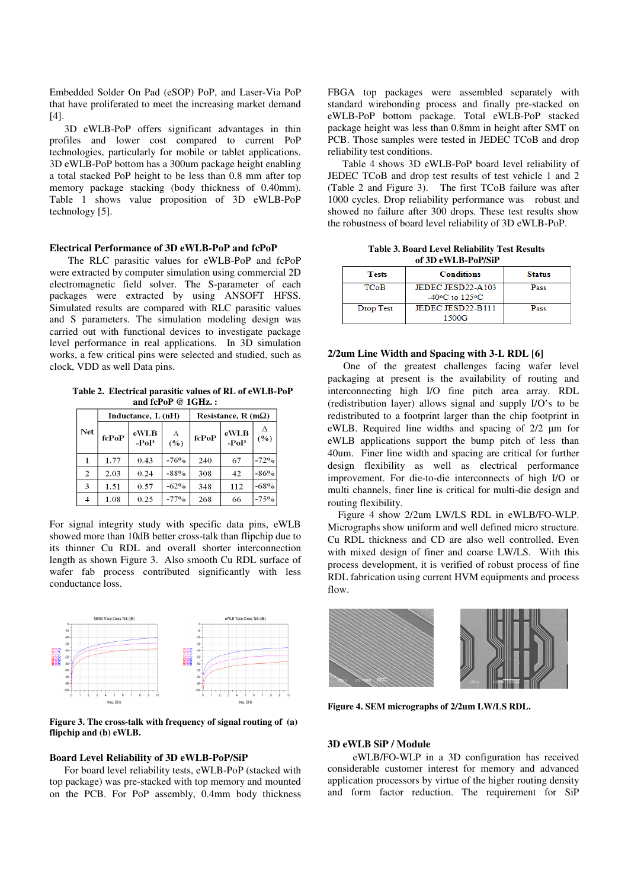Embedded Solder On Pad (eSOP) PoP, and Laser-Via PoP that have proliferated to meet the increasing market demand [4].

3D eWLB-PoP offers significant advantages in thin profiles and lower cost compared to current PoP technologies, particularly for mobile or tablet applications. 3D eWLB-PoP bottom has a 300um package height enabling a total stacked PoP height to be less than 0.8 mm after top memory package stacking (body thickness of 0.40mm). Table 1 shows value proposition of 3D eWLB-PoP technology [5].

### Electrical Performance of 3D eWLB-PoP and fcPoP

The RLC parasitic values for eWLB-PoP and fcPoP were extracted by computer simulation using commercial 2D electromagnetic field solver. The S-parameter of each packages were extracted by using ANSOFT HFSS. Simulated results are compared with RLC parasitic values and S parameters. The simulation modeling design was carried out with functional devices to investigate package level performance in real applications. In 3D simulation works, a few critical pins were selected and studied, such as clock, VDD as well Data pins.

**Table 2. Electrical parasitic values of RL of eWLB-PoP and fcPoP @ 1GHz. :**

| Net | Inductance, L (nH) | | | Resistance, R (mΩ) | | |
|---|---|---|---|---|---|---|
| | fcPoP | eWLB -PoP | Δ (%) | fcPoP | eWLB -PoP | Δ (%) |
| 1 | 1.77 | 0.43 | -76% | 240 | 67 | -72% |
| 2 | 2.03 | 0.24 | -88% | 308 | 42 | -86% |
| 3 | 1.51 | 0.57 | -62% | 348 | 112 | -68% |
| 4 | 1.08 | 0.25 | -77% | 268 | 66 | -75% |

For signal integrity study with specific data pins, eWLB showed more than 10dB better cross-talk than flipchip due to its thinner Cu RDL and overall shorter interconnection length as shown Figure 3. Also smooth Cu RDL surface of wafer fab process contributed significantly with less conductance loss.

**Figure 3. The cross-talk with frequency of signal routing of (a) flipchip and (b) eWLB.**

### Board Level Reliability of 3D eWLB-PoP/SiP

For board level reliability tests, eWLB-PoP (stacked with top package) was pre-stacked with top memory and mounted on the PCB. For PoP assembly, 0.4mm body thickness FBGA top packages were assembled separately with standard wirebonding process and finally pre-stacked on eWLB-PoP bottom package. Total eWLB-PoP stacked package height was less than 0.8mm in height after SMT on PCB. Those samples were tested in JEDEC TCoB and drop reliability test conditions.

Table 4 shows 3D eWLB-PoP board level reliability of JEDEC TCoB and drop test results of test vehicle 1 and 2 (Table 2 and Figure 3). The first TCoB failure was after 1000 cycles. Drop reliability performance was robust and showed no failure after 300 drops. These test results show the robustness of board level reliability of 3D eWLB-PoP.

**Table 3. Board Level Reliability Test Results of 3D eWLB-PoP/SiP**

| Tests | Conditions | Status |
|---|---|---|
| TCoB | JEDEC JESD22-A103 -40°C to 125°C | Pass |
| Drop Test | JEDEC JESD22-B111 1500G | Pass |

### 2/2um Line Width and Spacing with 3-L RDL [6]

One of the greatest challenges facing wafer level packaging at present is the availability of routing and interconnecting high I/O fine pitch area array. RDL (redistribution layer) allows signal and supply I/O's to be redistributed to a footprint larger than the chip footprint in eWLB. Required line widths and spacing of 2/2 μm for eWLB applications support the bump pitch of less than 40um. Finer line width and spacing are critical for further design flexibility as well as electrical performance improvement. For die-to-die interconnects of high I/O or multi channels, finer line is critical for multi-die design and routing flexibility.

Figure 4 show 2/2um LW/LS RDL in eWLB/FO-WLP. Micrographs show uniform and well defined micro structure. Cu RDL thickness and CD are also well controlled. Even with mixed design of finer and coarse LW/LS. With this process development, it is verified of robust process of fine RDL fabrication using current HVM equipments and process flow.

**Figure 4. SEM micrographs of 2/2um LW/LS RDL.**

### 3D eWLB SiP / Module

eWLB/FO-WLP in a 3D configuration has received considerable customer interest for memory and advanced application processors by virtue of the higher routing density and form factor reduction. The requirement for SiP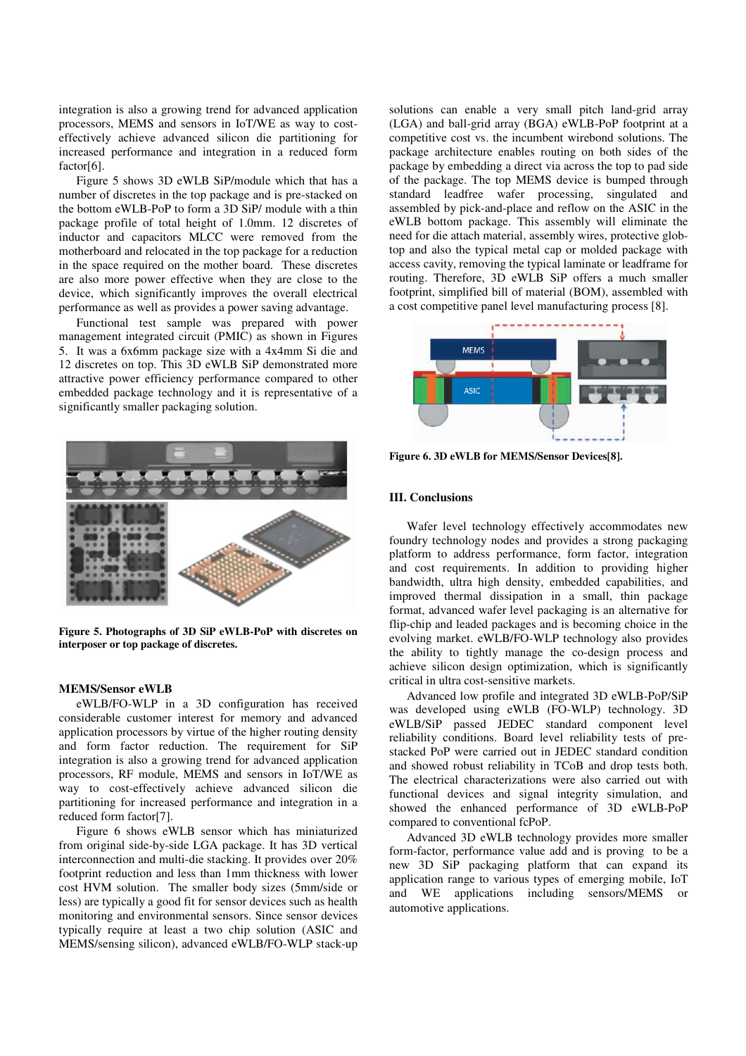integration is also a growing trend for advanced application processors, MEMS and sensors in IoT/WE as way to cost-effectively achieve advanced silicon die partitioning for increased performance and integration in a reduced form factor[6].

Figure 5 shows 3D eWLB SiP/module which that has a number of discretes in the top package and is pre-stacked on the bottom eWLB-PoP to form a 3D SiP/ module with a thin package profile of total height of 1.0mm. 12 discretes of inductor and capacitors MLCC were removed from the motherboard and relocated in the top package for a reduction in the space required on the mother board. These discretes are also more power effective when they are close to the device, which significantly improves the overall electrical performance as well as provides a power saving advantage.

Functional test sample was prepared with power management integrated circuit (PMIC) as shown in Figures 5. It was a 6x6mm package size with a 4x4mm Si die and 12 discretes on top. This 3D eWLB SiP demonstrated more attractive power efficiency performance compared to other embedded package technology and it is representative of a significantly smaller packaging solution.

**Figure 5. Photographs of 3D SiP eWLB-PoP with discretes on interposer or top package of discretes.**

### MEMS/Sensor eWLB

eWLB/FO-WLP in a 3D configuration has received considerable customer interest for memory and advanced application processors by virtue of the higher routing density and form factor reduction. The requirement for SiP integration is also a growing trend for advanced application processors, RF module, MEMS and sensors in IoT/WE as way to cost-effectively achieve advanced silicon die partitioning for increased performance and integration in a reduced form factor[7].

Figure 6 shows eWLB sensor which has miniaturized from original side-by-side LGA package. It has 3D vertical interconnection and multi-die stacking. It provides over 20% footprint reduction and less than 1mm thickness with lower cost HVM solution. The smaller body sizes (5mm/side or less) are typically a good fit for sensor devices such as health monitoring and environmental sensors. Since sensor devices typically require at least a two chip solution (ASIC and MEMS/sensing silicon), advanced eWLB/FO-WLP stack-up solutions can enable a very small pitch land-grid array (LGA) and ball-grid array (BGA) eWLB-PoP footprint at a competitive cost vs. the incumbent wirebond solutions. The package architecture enables routing on both sides of the package by embedding a direct via across the top to pad side of the package. The top MEMS device is bumped through standard leadfree wafer processing, singulated and assembled by pick-and-place and reflow on the ASIC in the eWLB bottom package. This assembly will eliminate the need for die attach material, assembly wires, protective glob-top and also the typical metal cap or molded package with access cavity, removing the typical laminate or leadframe for routing. Therefore, 3D eWLB SiP offers a much smaller footprint, simplified bill of material (BOM), assembled with a cost competitive panel level manufacturing process [8].

**Figure 6. 3D eWLB for MEMS/Sensor Devices[8].**

## III. Conclusions

Wafer level technology effectively accommodates new foundry technology nodes and provides a strong packaging platform to address performance, form factor, integration and cost requirements. In addition to providing higher bandwidth, ultra high density, embedded capabilities, and improved thermal dissipation in a small, thin package format, advanced wafer level packaging is an alternative for flip-chip and leaded packages and is becoming choice in the evolving market. eWLB/FO-WLP technology also provides the ability to tightly manage the co-design process and achieve silicon design optimization, which is significantly critical in ultra cost-sensitive markets.

Advanced low profile and integrated 3D eWLB-PoP/SiP was developed using eWLB (FO-WLP) technology. 3D eWLB/SiP passed JEDEC standard component level reliability conditions. Board level reliability tests of pre-stacked PoP were carried out in JEDEC standard condition and showed robust reliability in TCoB and drop tests both. The electrical characterizations were also carried out with functional devices and signal integrity simulation, and showed the enhanced performance of 3D eWLB-PoP compared to conventional fcPoP.

Advanced 3D eWLB technology provides more smaller form-factor, performance value add and is proving to be a new 3D SiP packaging platform that can expand its application range to various types of emerging mobile, IoT and WE applications including sensors/MEMS or automotive applications.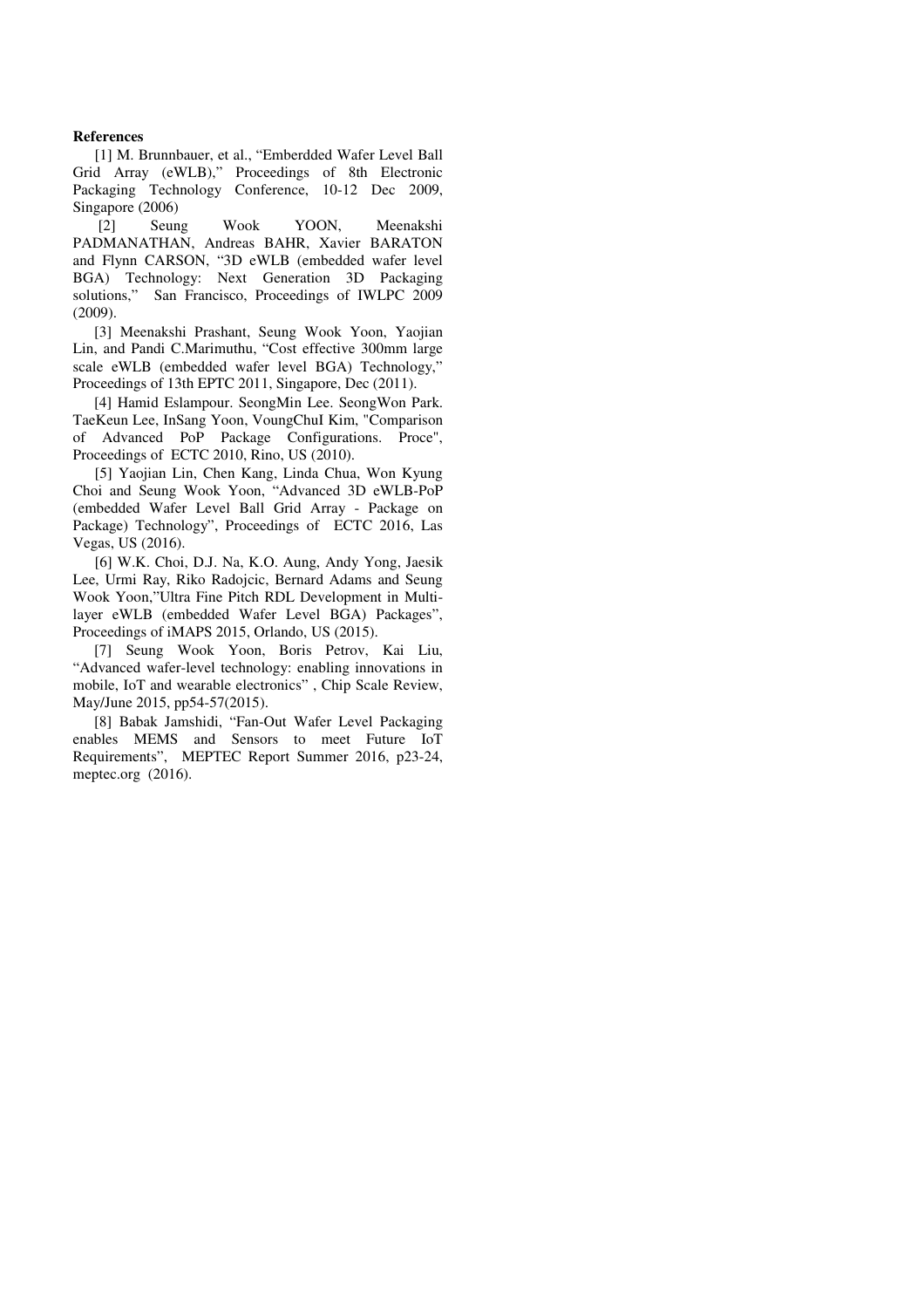**References**

[1] M. Brunnbauer, et al., "Emberdded Wafer Level Ball Grid Array (eWLB)," Proceedings of 8th Electronic Packaging Technology Conference, 10-12 Dec 2009, Singapore (2006)

[2] Seung Wook YOON, Meenakshi PADMANATHAN, Andreas BAHR, Xavier BARATON and Flynn CARSON, "3D eWLB (embedded wafer level BGA) Technology: Next Generation 3D Packaging solutions," San Francisco, Proceedings of IWLPC 2009 (2009).

[3] Meenakshi Prashant, Seung Wook Yoon, Yaojian Lin, and Pandi C.Marimuthu, "Cost effective 300mm large scale eWLB (embedded wafer level BGA) Technology," Proceedings of 13th EPTC 2011, Singapore, Dec (2011).

[4] Hamid Eslampour. SeongMin Lee. SeongWon Park. TaeKeun Lee, InSang Yoon, VoungChuI Kim, "Comparison of Advanced PoP Package Configurations. Proce", Proceedings of ECTC 2010, Rino, US (2010).

[5] Yaojian Lin, Chen Kang, Linda Chua, Won Kyung Choi and Seung Wook Yoon, "Advanced 3D eWLB-PoP (embedded Wafer Level Ball Grid Array - Package on Package) Technology", Proceedings of ECTC 2016, Las Vegas, US (2016).

[6] W.K. Choi, D.J. Na, K.O. Aung, Andy Yong, Jaesik Lee, Urmi Ray, Riko Radojcic, Bernard Adams and Seung Wook Yoon,"Ultra Fine Pitch RDL Development in Multi-layer eWLB (embedded Wafer Level BGA) Packages", Proceedings of iMAPS 2015, Orlando, US (2015).

[7] Seung Wook Yoon, Boris Petrov, Kai Liu, "Advanced wafer-level technology: enabling innovations in mobile, IoT and wearable electronics" , Chip Scale Review, May/June 2015, pp54-57(2015).

[8] Babak Jamshidi, "Fan-Out Wafer Level Packaging enables MEMS and Sensors to meet Future IoT Requirements", MEPTEC Report Summer 2016, p23-24, meptec.org (2016).